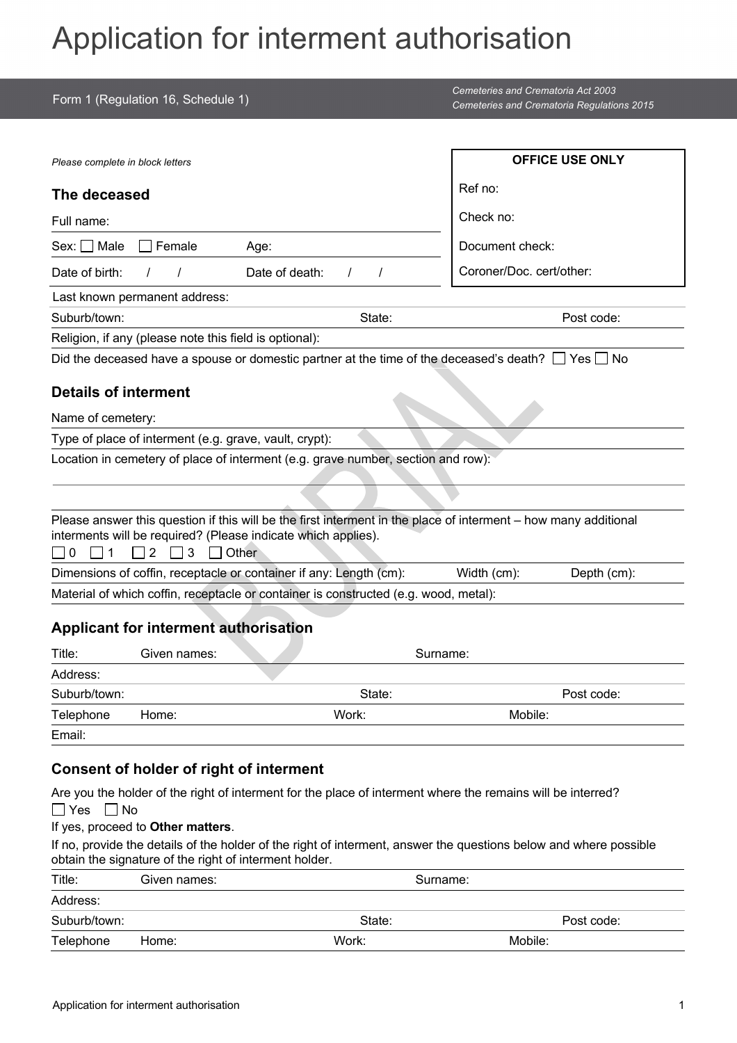# Application for interment authorisation

Form 1 (Regulation 16, Schedule 1)

*Cemeteries and Crematoria Act 2003*
*Cemeteries and Crematoria Regulations 2015*

*Please complete in block letters*

| OFFICE USE ONLY |
|---|
| Ref no: |
| Check no: |
| Document check: |
| Coroner/Doc. cert/other: |

## The deceased

Full name:

Sex: ☐ Male ☐ Female Age:

Date of birth: / / Date of death: / /

Last known permanent address:

Suburb/town: State: Post code:

Religion, if any (please note this field is optional):

Did the deceased have a spouse or domestic partner at the time of the deceased's death? ☐ Yes ☐ No

## Details of interment

Name of cemetery:

Type of place of interment (e.g. grave, vault, crypt):

Location in cemetery of place of interment (e.g. grave number, section and row):

Please answer this question if this will be the first interment in the place of interment – how many additional interments will be required? (Please indicate which applies).

☐ 0 ☐ 1 ☐ 2 ☐ 3 ☐ Other

Dimensions of coffin, receptacle or container if any: Length (cm): Width (cm): Depth (cm):

Material of which coffin, receptacle or container is constructed (e.g. wood, metal):

BURIAL

## Applicant for interment authorisation

Title: Given names: Surname:

Address:

Suburb/town: State: Post code:

Telephone Home: Work: Mobile:

Email:

## Consent of holder of right of interment

Are you the holder of the right of interment for the place of interment where the remains will be interred?

☐ Yes ☐ No

If yes, proceed to **Other matters**.

If no, provide the details of the holder of the right of interment, answer the questions below and where possible obtain the signature of the right of interment holder.

Title: Given names: Surname:

Address:

Suburb/town: State: Post code:

Telephone Home: Work: Mobile: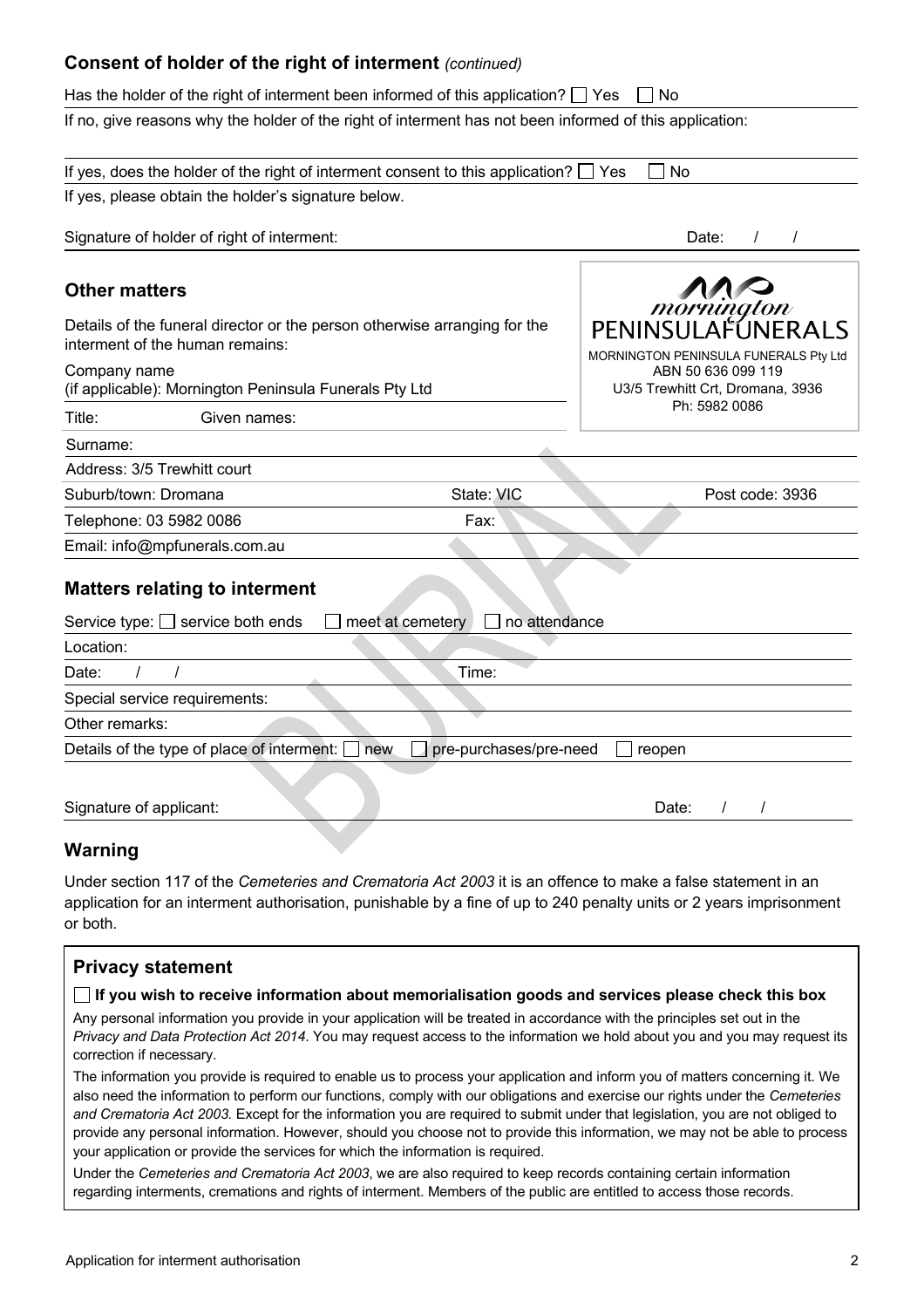## Consent of holder of the right of interment *(continued)*

Has the holder of the right of interment been informed of this application? ☐ Yes ☐ No

If no, give reasons why the holder of the right of interment has not been informed of this application:

If yes, does the holder of the right of interment consent to this application? ☐ Yes ☐ No

If yes, please obtain the holder's signature below.

Signature of holder of right of interment: Date: / /

## Other matters

Details of the funeral director or the person otherwise arranging for the interment of the human remains:

Company name (if applicable): Mornington Peninsula Funerals Pty Ltd

mornington PENINSULA FUNERALS
MORNINGTON PENINSULA FUNERALS Pty Ltd
ABN 50 636 099 119
U3/5 Trewhitt Crt, Dromana, 3936
Ph: 5982 0086

Title: Given names:

Surname:

Address: 3/5 Trewhitt court

Suburb/town: Dromana State: VIC Post code: 3936

Telephone: 03 5982 0086 Fax:

Email: info@mpfunerals.com.au

## Matters relating to interment

Service type: ☐ service both ends ☐ meet at cemetery ☐ no attendance

Location:

Date: / / Time:

Special service requirements:

Other remarks:

Details of the type of place of interment: ☐ new ☐ pre-purchases/pre-need ☐ reopen

Signature of applicant: Date: / /

BURIAL

## Warning

Under section 117 of the *Cemeteries and Crematoria Act 2003* it is an offence to make a false statement in an application for an interment authorisation, punishable by a fine of up to 240 penalty units or 2 years imprisonment or both.

### Privacy statement

☐ **If you wish to receive information about memorialisation goods and services please check this box**

Any personal information you provide in your application will be treated in accordance with the principles set out in the *Privacy and Data Protection Act 2014*. You may request access to the information we hold about you and you may request its correction if necessary.

The information you provide is required to enable us to process your application and inform you of matters concerning it. We also need the information to perform our functions, comply with our obligations and exercise our rights under the *Cemeteries and Crematoria Act 2003.* Except for the information you are required to submit under that legislation, you are not obliged to provide any personal information. However, should you choose not to provide this information, we may not be able to process your application or provide the services for which the information is required.

Under the *Cemeteries and Crematoria Act 2003*, we are also required to keep records containing certain information regarding interments, cremations and rights of interment. Members of the public are entitled to access those records.